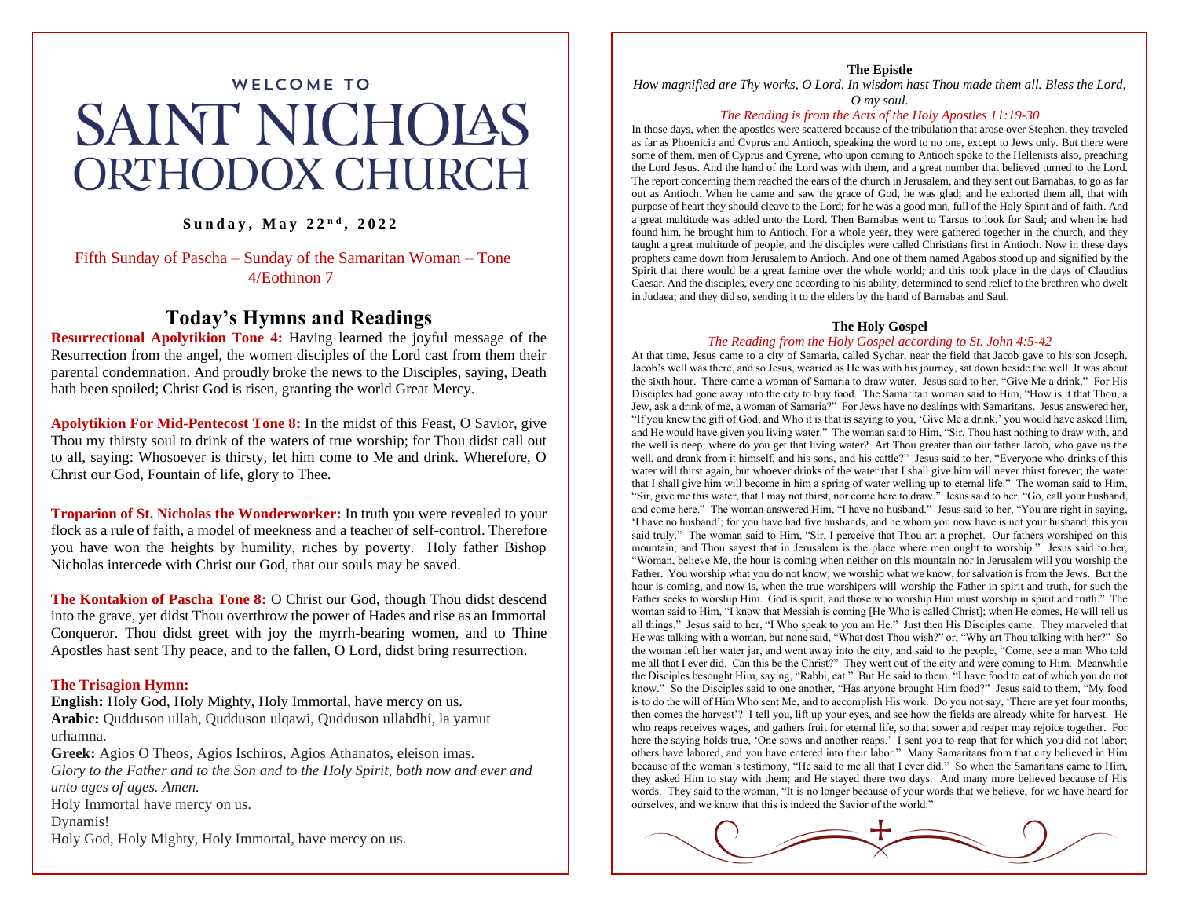WELCOME TO

# SAINT NICHOLAS ORTHODOX CHURCH

**Sunday, May 22nd, 2022**

Fifth Sunday of Pascha – Sunday of the Samaritan Woman – Tone 4/Eothinon 7

## Today's Hymns and Readings

**Resurrectional Apolytikion Tone 4:** Having learned the joyful message of the Resurrection from the angel, the women disciples of the Lord cast from them their parental condemnation. And proudly broke the news to the Disciples, saying, Death hath been spoiled; Christ God is risen, granting the world Great Mercy.

**Apolytikion For Mid-Pentecost Tone 8:** In the midst of this Feast, O Savior, give Thou my thirsty soul to drink of the waters of true worship; for Thou didst call out to all, saying: Whosoever is thirsty, let him come to Me and drink. Wherefore, O Christ our God, Fountain of life, glory to Thee.

**Troparion of St. Nicholas the Wonderworker:** In truth you were revealed to your flock as a rule of faith, a model of meekness and a teacher of self-control. Therefore you have won the heights by humility, riches by poverty. Holy father Bishop Nicholas intercede with Christ our God, that our souls may be saved.

**The Kontakion of Pascha Tone 8:** O Christ our God, though Thou didst descend into the grave, yet didst Thou overthrow the power of Hades and rise as an Immortal Conqueror. Thou didst greet with joy the myrrh-bearing women, and to Thine Apostles hast sent Thy peace, and to the fallen, O Lord, didst bring resurrection.

**The Trisagion Hymn:**

**English:** Holy God, Holy Mighty, Holy Immortal, have mercy on us.

**Arabic:** Qudduson ullah, Qudduson ulqawi, Qudduson ullahdhi, la yamut urhamna.

**Greek:** Agios O Theos, Agios Ischiros, Agios Athanatos, eleison imas.

*Glory to the Father and to the Son and to the Holy Spirit, both now and ever and unto ages of ages. Amen.*

Holy Immortal have mercy on us.

Dynamis!

Holy God, Holy Mighty, Holy Immortal, have mercy on us.

### The Epistle

*How magnified are Thy works, O Lord. In wisdom hast Thou made them all. Bless the Lord, O my soul.*

*The Reading is from the Acts of the Holy Apostles 11:19-30*

In those days, when the apostles were scattered because of the tribulation that arose over Stephen, they traveled as far as Phoenicia and Cyprus and Antioch, speaking the word to no one, except to Jews only. But there were some of them, men of Cyprus and Cyrene, who upon coming to Antioch spoke to the Hellenists also, preaching the Lord Jesus. And the hand of the Lord was with them, and a great number that believed turned to the Lord. The report concerning them reached the ears of the church in Jerusalem, and they sent out Barnabas, to go as far out as Antioch. When he came and saw the grace of God, he was glad; and he exhorted them all, that with purpose of heart they should cleave to the Lord; for he was a good man, full of the Holy Spirit and of faith. And a great multitude was added unto the Lord. Then Barnabas went to Tarsus to look for Saul; and when he had found him, he brought him to Antioch. For a whole year, they were gathered together in the church, and they taught a great multitude of people, and the disciples were called Christians first in Antioch. Now in these days prophets came down from Jerusalem to Antioch. And one of them named Agabos stood up and signified by the Spirit that there would be a great famine over the whole world; and this took place in the days of Claudius Caesar. And the disciples, every one according to his ability, determined to send relief to the brethren who dwelt in Judaea; and they did so, sending it to the elders by the hand of Barnabas and Saul.

### The Holy Gospel

*The Reading from the Holy Gospel according to St. John 4:5-42*

At that time, Jesus came to a city of Samaria, called Sychar, near the field that Jacob gave to his son Joseph. Jacob's well was there, and so Jesus, wearied as He was with his journey, sat down beside the well. It was about the sixth hour. There came a woman of Samaria to draw water. Jesus said to her, "Give Me a drink." For His Disciples had gone away into the city to buy food. The Samaritan woman said to Him, "How is it that Thou, a Jew, ask a drink of me, a woman of Samaria?" For Jews have no dealings with Samaritans. Jesus answered her, "If you knew the gift of God, and Who it is that is saying to you, 'Give Me a drink,' you would have asked Him, and He would have given you living water." The woman said to Him, "Sir, Thou hast nothing to draw with, and the well is deep; where do you get that living water? Art Thou greater than our father Jacob, who gave us the well, and drank from it himself, and his sons, and his cattle?" Jesus said to her, "Everyone who drinks of this water will thirst again, but whoever drinks of the water that I shall give him will never thirst forever; the water that I shall give him will become in him a spring of water welling up to eternal life." The woman said to Him, "Sir, give me this water, that I may not thirst, nor come here to draw." Jesus said to her, "Go, call your husband, and come here." The woman answered Him, "I have no husband." Jesus said to her, "You are right in saying, 'I have no husband'; for you have had five husbands, and he whom you now have is not your husband; this you said truly." The woman said to Him, "Sir, I perceive that Thou art a prophet. Our fathers worshiped on this mountain; and Thou sayest that in Jerusalem is the place where men ought to worship." Jesus said to her, "Woman, believe Me, the hour is coming when neither on this mountain nor in Jerusalem will you worship the Father. You worship what you do not know; we worship what we know, for salvation is from the Jews. But the hour is coming, and now is, when the true worshipers will worship the Father in spirit and truth, for such the Father seeks to worship Him. God is spirit, and those who worship Him must worship in spirit and truth." The woman said to Him, "I know that Messiah is coming [He Who is called Christ]; when He comes, He will tell us all things." Jesus said to her, "I Who speak to you am He." Just then His Disciples came. They marveled that He was talking with a woman, but none said, "What dost Thou wish?" or, "Why art Thou talking with her?" So the woman left her water jar, and went away into the city, and said to the people, "Come, see a man Who told me all that I ever did. Can this be the Christ?" They went out of the city and were coming to Him. Meanwhile the Disciples besought Him, saying, "Rabbi, eat." But He said to them, "I have food to eat of which you do not know." So the Disciples said to one another, "Has anyone brought Him food?" Jesus said to them, "My food is to do the will of Him Who sent Me, and to accomplish His work. Do you not say, 'There are yet four months, then comes the harvest'? I tell you, lift up your eyes, and see how the fields are already white for harvest. He who reaps receives wages, and gathers fruit for eternal life, so that sower and reaper may rejoice together. For here the saying holds true, 'One sows and another reaps.' I sent you to reap that for which you did not labor; others have labored, and you have entered into their labor." Many Samaritans from that city believed in Him because of the woman's testimony, "He said to me all that I ever did." So when the Samaritans came to Him, they asked Him to stay with them; and He stayed there two days. And many more believed because of His words. They said to the woman, "It is no longer because of your words that we believe, for we have heard for ourselves, and we know that this is indeed the Savior of the world."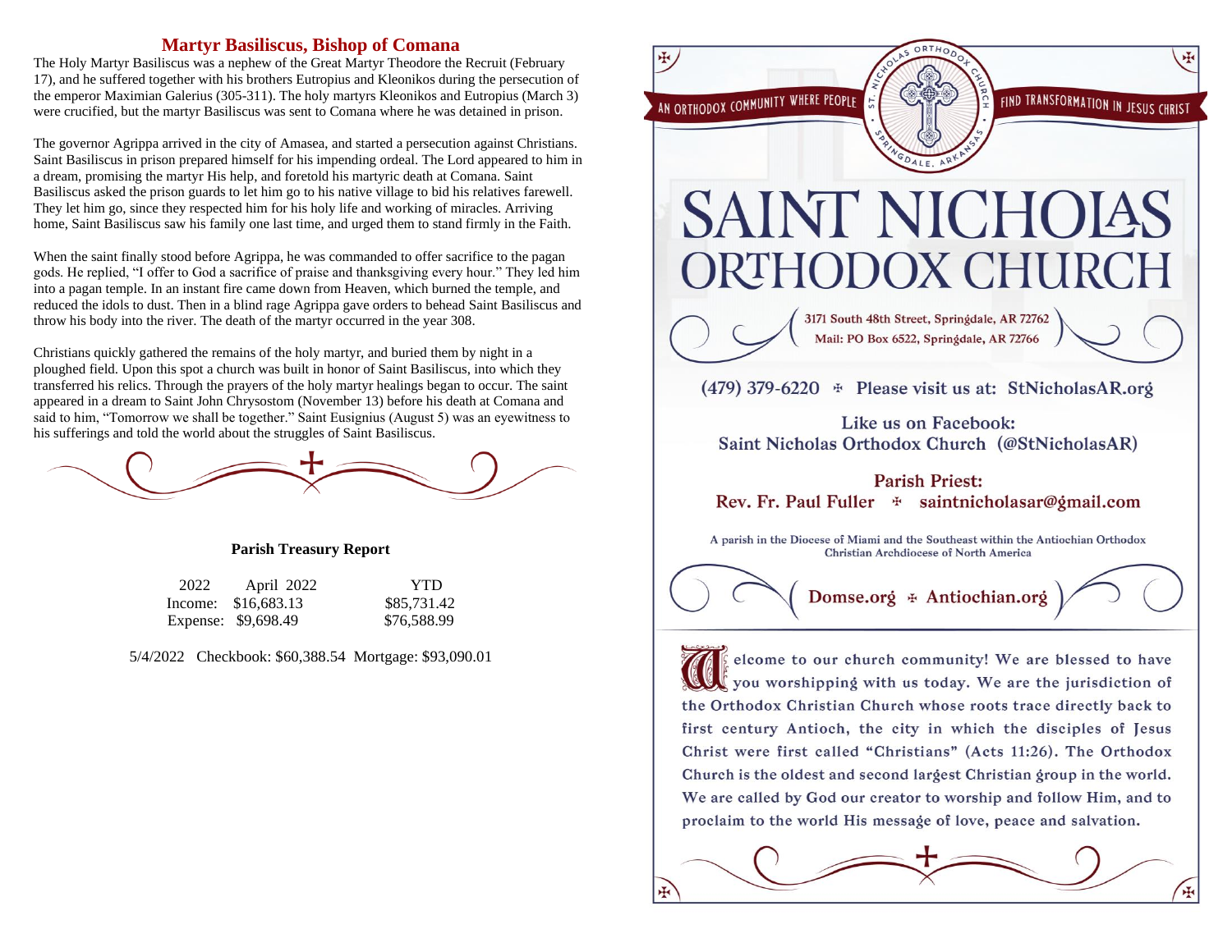## Martyr Basiliscus, Bishop of Comana

The Holy Martyr Basiliscus was a nephew of the Great Martyr Theodore the Recruit (February 17), and he suffered together with his brothers Eutropius and Kleonikos during the persecution of the emperor Maximian Galerius (305-311). The holy martyrs Kleonikos and Eutropius (March 3) were crucified, but the martyr Basiliscus was sent to Comana where he was detained in prison.

The governor Agrippa arrived in the city of Amasea, and started a persecution against Christians. Saint Basiliscus in prison prepared himself for his impending ordeal. The Lord appeared to him in a dream, promising the martyr His help, and foretold his martyric death at Comana. Saint Basiliscus asked the prison guards to let him go to his native village to bid his relatives farewell. They let him go, since they respected him for his holy life and working of miracles. Arriving home, Saint Basiliscus saw his family one last time, and urged them to stand firmly in the Faith.

When the saint finally stood before Agrippa, he was commanded to offer sacrifice to the pagan gods. He replied, "I offer to God a sacrifice of praise and thanksgiving every hour." They led him into a pagan temple. In an instant fire came down from Heaven, which burned the temple, and reduced the idols to dust. Then in a blind rage Agrippa gave orders to behead Saint Basiliscus and throw his body into the river. The death of the martyr occurred in the year 308.

Christians quickly gathered the remains of the holy martyr, and buried them by night in a ploughed field. Upon this spot a church was built in honor of Saint Basiliscus, into which they transferred his relics. Through the prayers of the holy martyr healings began to occur. The saint appeared in a dream to Saint John Chrysostom (November 13) before his death at Comana and said to him, "Tomorrow we shall be together." Saint Eusignius (August 5) was an eyewitness to his sufferings and told the world about the struggles of Saint Basiliscus.

**Parish Treasury Report**

| 2022 | April 2022 | YTD |
|---|---|---|
| Income: | $16,683.13 | $85,731.42 |
| Expense: | $9,698.49 | $76,588.99 |

5/4/2022 Checkbook: $60,388.54 Mortgage: $93,090.01

AN ORTHODOX COMMUNITY WHERE PEOPLE — ST. NICHOLAS ORTHODOX CHURCH • SPRINGDALE, ARKANSAS — FIND TRANSFORMATION IN JESUS CHRIST

# SAINT NICHOLAS ORTHODOX CHURCH

3171 South 48th Street, Springdale, AR 72762
Mail: PO Box 6522, Springdale, AR 72766

(479) 379-6220 ✠ Please visit us at: StNicholasAR.org

Like us on Facebook:
Saint Nicholas Orthodox Church (@StNicholasAR)

**Parish Priest:**
Rev. Fr. Paul Fuller ✠ saintnicholasar@gmail.com

A parish in the Diocese of Miami and the Southeast within the Antiochian Orthodox Christian Archdiocese of North America

Domse.org ✠ Antiochian.org

Welcome to our church community! We are blessed to have you worshipping with us today. We are the jurisdiction of the Orthodox Christian Church whose roots trace directly back to first century Antioch, the city in which the disciples of Jesus Christ were first called "Christians" (Acts 11:26). The Orthodox Church is the oldest and second largest Christian group in the world. We are called by God our creator to worship and follow Him, and to proclaim to the world His message of love, peace and salvation.